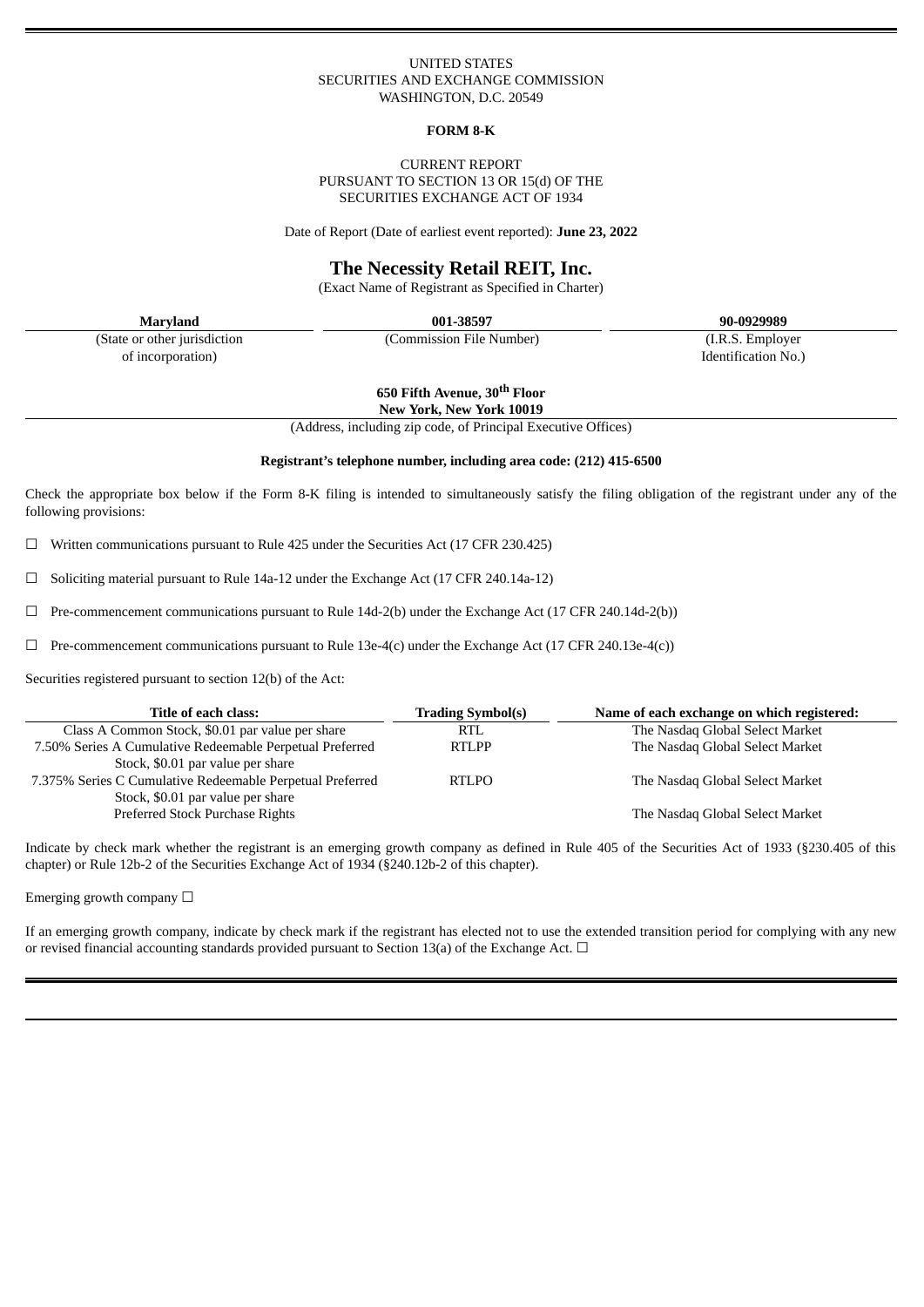UNITED STATES
SECURITIES AND EXCHANGE COMMISSION
WASHINGTON, D.C. 20549

**FORM 8-K**

CURRENT REPORT
PURSUANT TO SECTION 13 OR 15(d) OF THE
SECURITIES EXCHANGE ACT OF 1934

Date of Report (Date of earliest event reported): **June 23, 2022**

# The Necessity Retail REIT, Inc.

(Exact Name of Registrant as Specified in Charter)

| **Maryland** | **001-38597** | **90-0929989** |
|---|---|---|
| (State or other jurisdiction of incorporation) | (Commission File Number) | (I.R.S. Employer Identification No.) |

**650 Fifth Avenue, 30th Floor**
**New York, New York 10019**
(Address, including zip code, of Principal Executive Offices)

**Registrant's telephone number, including area code: (212) 415-6500**

Check the appropriate box below if the Form 8-K filing is intended to simultaneously satisfy the filing obligation of the registrant under any of the following provisions:

☐ Written communications pursuant to Rule 425 under the Securities Act (17 CFR 230.425)

☐ Soliciting material pursuant to Rule 14a-12 under the Exchange Act (17 CFR 240.14a-12)

☐ Pre-commencement communications pursuant to Rule 14d-2(b) under the Exchange Act (17 CFR 240.14d-2(b))

☐ Pre-commencement communications pursuant to Rule 13e-4(c) under the Exchange Act (17 CFR 240.13e-4(c))

Securities registered pursuant to section 12(b) of the Act:

| Title of each class: | Trading Symbol(s) | Name of each exchange on which registered: |
|---|---|---|
| Class A Common Stock, $0.01 par value per share | RTL | The Nasdaq Global Select Market |
| 7.50% Series A Cumulative Redeemable Perpetual Preferred Stock, $0.01 par value per share | RTLPP | The Nasdaq Global Select Market |
| 7.375% Series C Cumulative Redeemable Perpetual Preferred Stock, $0.01 par value per share | RTLPO | The Nasdaq Global Select Market |
| Preferred Stock Purchase Rights | | The Nasdaq Global Select Market |

Indicate by check mark whether the registrant is an emerging growth company as defined in Rule 405 of the Securities Act of 1933 (§230.405 of this chapter) or Rule 12b-2 of the Securities Exchange Act of 1934 (§240.12b-2 of this chapter).

Emerging growth company ☐

If an emerging growth company, indicate by check mark if the registrant has elected not to use the extended transition period for complying with any new or revised financial accounting standards provided pursuant to Section 13(a) of the Exchange Act. ☐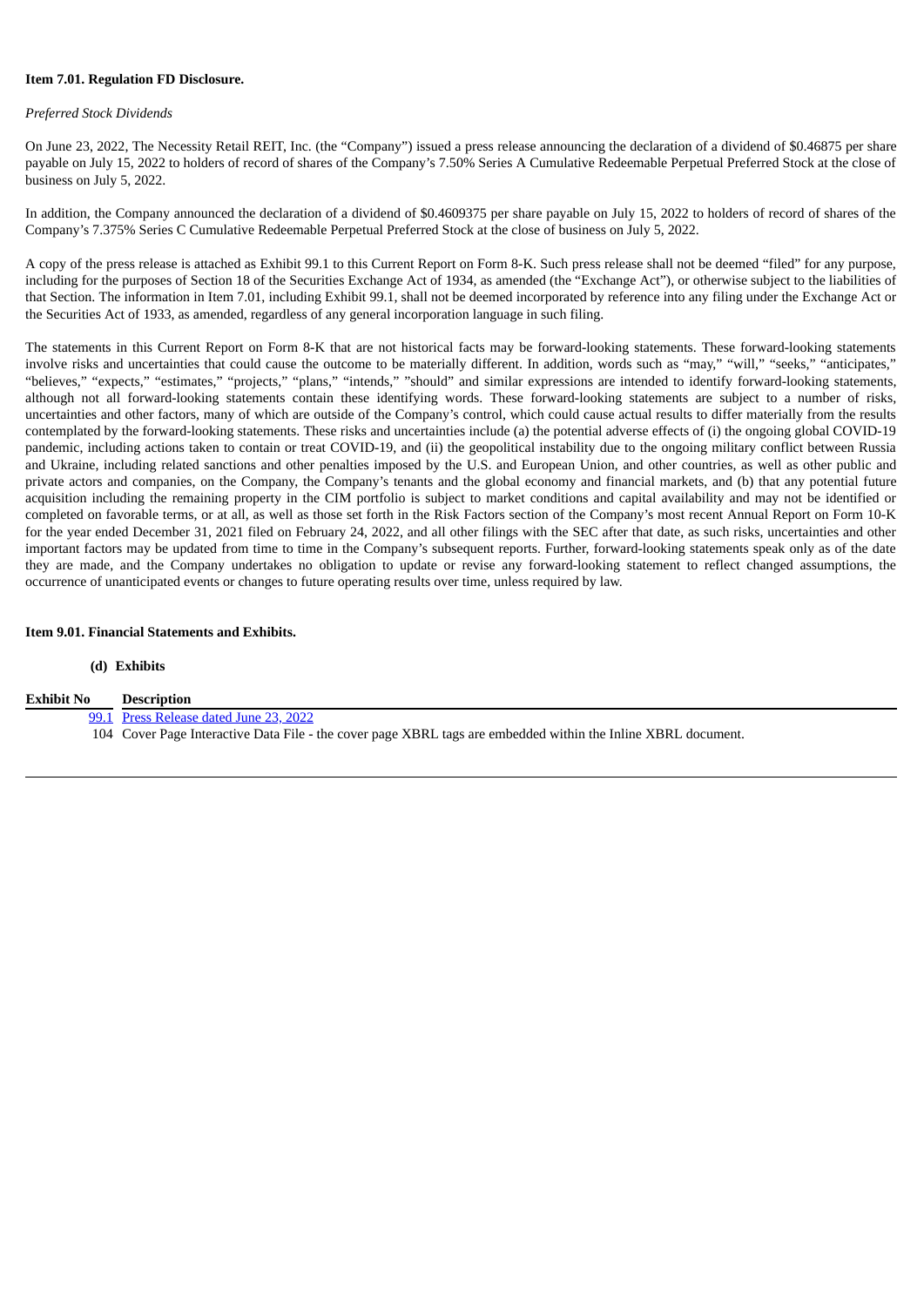**Item 7.01. Regulation FD Disclosure.**

*Preferred Stock Dividends*

On June 23, 2022, The Necessity Retail REIT, Inc. (the "Company") issued a press release announcing the declaration of a dividend of $0.46875 per share payable on July 15, 2022 to holders of record of shares of the Company's 7.50% Series A Cumulative Redeemable Perpetual Preferred Stock at the close of business on July 5, 2022.

In addition, the Company announced the declaration of a dividend of $0.4609375 per share payable on July 15, 2022 to holders of record of shares of the Company's 7.375% Series C Cumulative Redeemable Perpetual Preferred Stock at the close of business on July 5, 2022.

A copy of the press release is attached as Exhibit 99.1 to this Current Report on Form 8-K. Such press release shall not be deemed "filed" for any purpose, including for the purposes of Section 18 of the Securities Exchange Act of 1934, as amended (the "Exchange Act"), or otherwise subject to the liabilities of that Section. The information in Item 7.01, including Exhibit 99.1, shall not be deemed incorporated by reference into any filing under the Exchange Act or the Securities Act of 1933, as amended, regardless of any general incorporation language in such filing.

The statements in this Current Report on Form 8-K that are not historical facts may be forward-looking statements. These forward-looking statements involve risks and uncertainties that could cause the outcome to be materially different. In addition, words such as "may," "will," "seeks," "anticipates," "believes," "expects," "estimates," "projects," "plans," "intends," "should" and similar expressions are intended to identify forward-looking statements, although not all forward-looking statements contain these identifying words. These forward-looking statements are subject to a number of risks, uncertainties and other factors, many of which are outside of the Company's control, which could cause actual results to differ materially from the results contemplated by the forward-looking statements. These risks and uncertainties include (a) the potential adverse effects of (i) the ongoing global COVID-19 pandemic, including actions taken to contain or treat COVID-19, and (ii) the geopolitical instability due to the ongoing military conflict between Russia and Ukraine, including related sanctions and other penalties imposed by the U.S. and European Union, and other countries, as well as other public and private actors and companies, on the Company, the Company's tenants and the global economy and financial markets, and (b) that any potential future acquisition including the remaining property in the CIM portfolio is subject to market conditions and capital availability and may not be identified or completed on favorable terms, or at all, as well as those set forth in the Risk Factors section of the Company's most recent Annual Report on Form 10-K for the year ended December 31, 2021 filed on February 24, 2022, and all other filings with the SEC after that date, as such risks, uncertainties and other important factors may be updated from time to time in the Company's subsequent reports. Further, forward-looking statements speak only as of the date they are made, and the Company undertakes no obligation to update or revise any forward-looking statement to reflect changed assumptions, the occurrence of unanticipated events or changes to future operating results over time, unless required by law.

**Item 9.01. Financial Statements and Exhibits.**

**(d) Exhibits**

| Exhibit No | Description |
|---|---|
| 99.1 | Press Release dated June 23, 2022 |
| 104 | Cover Page Interactive Data File - the cover page XBRL tags are embedded within the Inline XBRL document. |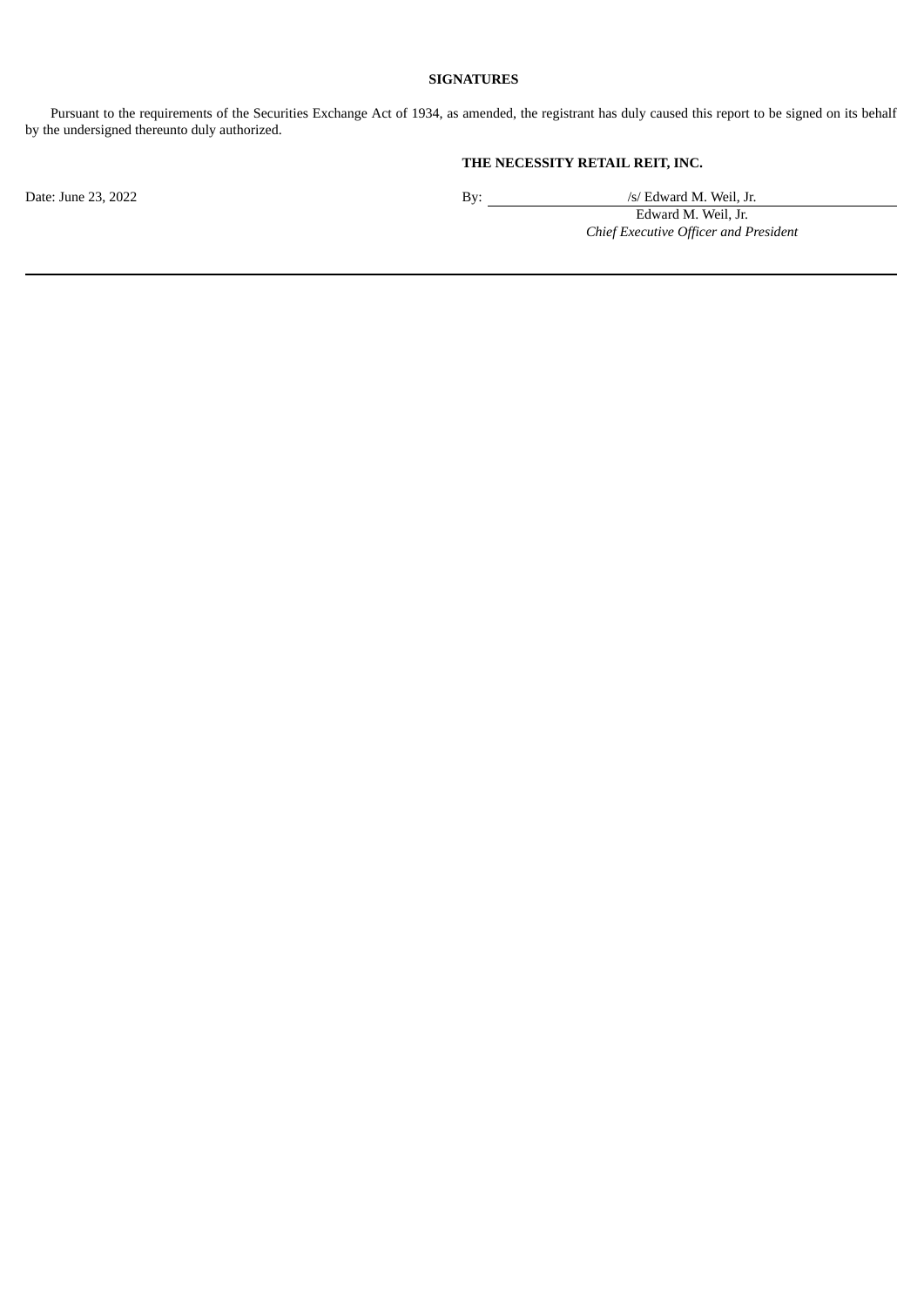**SIGNATURES**

Pursuant to the requirements of the Securities Exchange Act of 1934, as amended, the registrant has duly caused this report to be signed on its behalf by the undersigned thereunto duly authorized.

**THE NECESSITY RETAIL REIT, INC.**

Date: June 23, 2022

By: /s/ Edward M. Weil, Jr.
Edward M. Weil, Jr.
*Chief Executive Officer and President*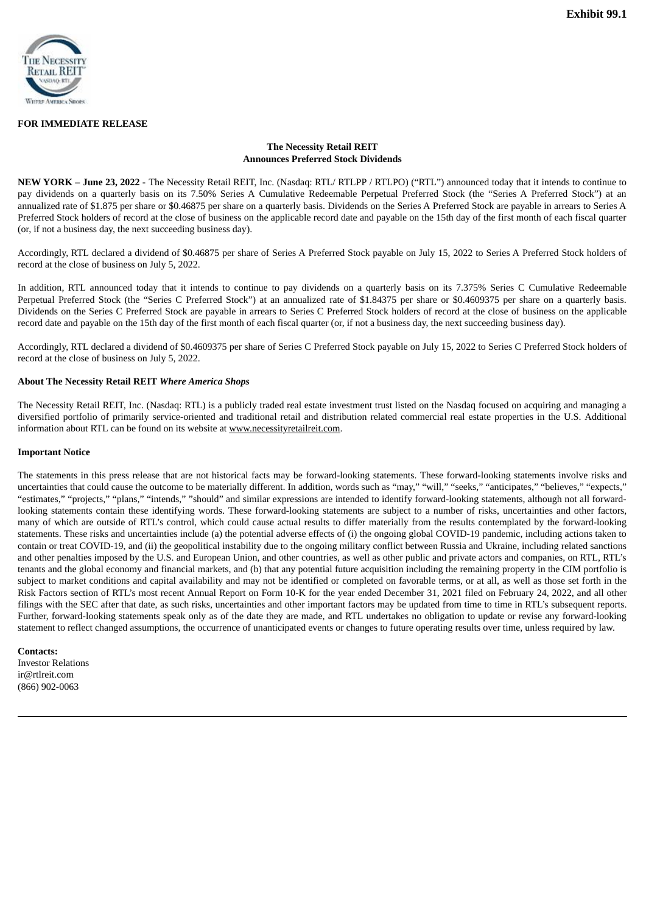Exhibit 99.1

**FOR IMMEDIATE RELEASE**

**The Necessity Retail REIT**
**Announces Preferred Stock Dividends**

**NEW YORK – June 23, 2022 -** The Necessity Retail REIT, Inc. (Nasdaq: RTL/ RTLPP / RTLPO) ("RTL") announced today that it intends to continue to pay dividends on a quarterly basis on its 7.50% Series A Cumulative Redeemable Perpetual Preferred Stock (the "Series A Preferred Stock") at an annualized rate of $1.875 per share or $0.46875 per share on a quarterly basis. Dividends on the Series A Preferred Stock are payable in arrears to Series A Preferred Stock holders of record at the close of business on the applicable record date and payable on the 15th day of the first month of each fiscal quarter (or, if not a business day, the next succeeding business day).

Accordingly, RTL declared a dividend of $0.46875 per share of Series A Preferred Stock payable on July 15, 2022 to Series A Preferred Stock holders of record at the close of business on July 5, 2022.

In addition, RTL announced today that it intends to continue to pay dividends on a quarterly basis on its 7.375% Series C Cumulative Redeemable Perpetual Preferred Stock (the "Series C Preferred Stock") at an annualized rate of $1.84375 per share or $0.4609375 per share on a quarterly basis. Dividends on the Series C Preferred Stock are payable in arrears to Series C Preferred Stock holders of record at the close of business on the applicable record date and payable on the 15th day of the first month of each fiscal quarter (or, if not a business day, the next succeeding business day).

Accordingly, RTL declared a dividend of $0.4609375 per share of Series C Preferred Stock payable on July 15, 2022 to Series C Preferred Stock holders of record at the close of business on July 5, 2022.

**About The Necessity Retail REIT** ***Where America Shops***

The Necessity Retail REIT, Inc. (Nasdaq: RTL) is a publicly traded real estate investment trust listed on the Nasdaq focused on acquiring and managing a diversified portfolio of primarily service-oriented and traditional retail and distribution related commercial real estate properties in the U.S. Additional information about RTL can be found on its website at www.necessityretailreit.com.

**Important Notice**

The statements in this press release that are not historical facts may be forward-looking statements. These forward-looking statements involve risks and uncertainties that could cause the outcome to be materially different. In addition, words such as "may," "will," "seeks," "anticipates," "believes," "expects," "estimates," "projects," "plans," "intends," "should" and similar expressions are intended to identify forward-looking statements, although not all forward-looking statements contain these identifying words. These forward-looking statements are subject to a number of risks, uncertainties and other factors, many of which are outside of RTL's control, which could cause actual results to differ materially from the results contemplated by the forward-looking statements. These risks and uncertainties include (a) the potential adverse effects of (i) the ongoing global COVID-19 pandemic, including actions taken to contain or treat COVID-19, and (ii) the geopolitical instability due to the ongoing military conflict between Russia and Ukraine, including related sanctions and other penalties imposed by the U.S. and European Union, and other countries, as well as other public and private actors and companies, on RTL, RTL's tenants and the global economy and financial markets, and (b) that any potential future acquisition including the remaining property in the CIM portfolio is subject to market conditions and capital availability and may not be identified or completed on favorable terms, or at all, as well as those set forth in the Risk Factors section of RTL's most recent Annual Report on Form 10-K for the year ended December 31, 2021 filed on February 24, 2022, and all other filings with the SEC after that date, as such risks, uncertainties and other important factors may be updated from time to time in RTL's subsequent reports. Further, forward-looking statements speak only as of the date they are made, and RTL undertakes no obligation to update or revise any forward-looking statement to reflect changed assumptions, the occurrence of unanticipated events or changes to future operating results over time, unless required by law.

**Contacts:**
Investor Relations
ir@rtlreit.com
(866) 902-0063